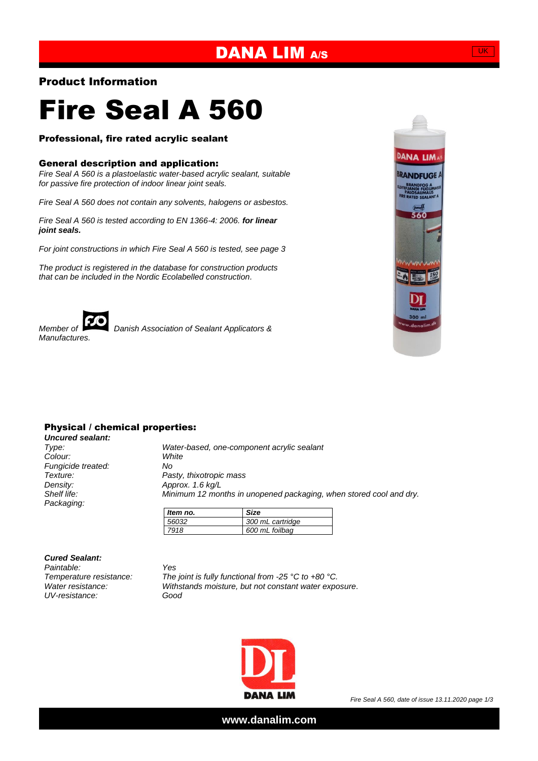**DANA LIM A/S**

## Product Information

# Fire Seal A 560

### Professional, fire rated acrylic sealant

### General description and application:

*Fire Seal A 560 is a plastoelastic water-based acrylic sealant, suitable for passive fire protection of indoor linear joint seals.*

*Fire Seal A 560 does not contain any solvents, halogens or asbestos.*

*Fire Seal A 560 is tested according to EN 1366-4: 2006.* ***for linear joint seals.***

*For joint constructions in which Fire Seal A 560 is tested, see page 3*

*The product is registered in the database for construction products that can be included in the Nordic Ecolabelled construction.*

*Member of* FSO *Danish Association of Sealant Applicators & Manufactures.*

### Physical / chemical properties:

***Uncured sealant:***

| | |
|---|---|
| *Type:* | *Water-based, one-component acrylic sealant* |
| *Colour:* | *White* |
| *Fungicide treated:* | *No* |
| *Texture:* | *Pasty, thixotropic mass* |
| *Density:* | *Approx. 1.6 kg/L* |
| *Shelf life:* | *Minimum 12 months in unopened packaging, when stored cool and dry.* |
| *Packaging:* | |

| *Item no.* | *Size* |
|---|---|
| *56032* | *300 mL cartridge* |
| *7918* | *600 mL foilbag* |

***Cured Sealant:***

| | |
|---|---|
| *Paintable:* | *Yes* |
| *Temperature resistance:* | *The joint is fully functional from -25 °C to +80 °C.* |
| *Water resistance:* | *Withstands moisture, but not constant water exposure.* |
| *UV-resistance:* | *Good* |

*Fire Seal A 560, date of issue 13.11.2020*

**www.danalim.com**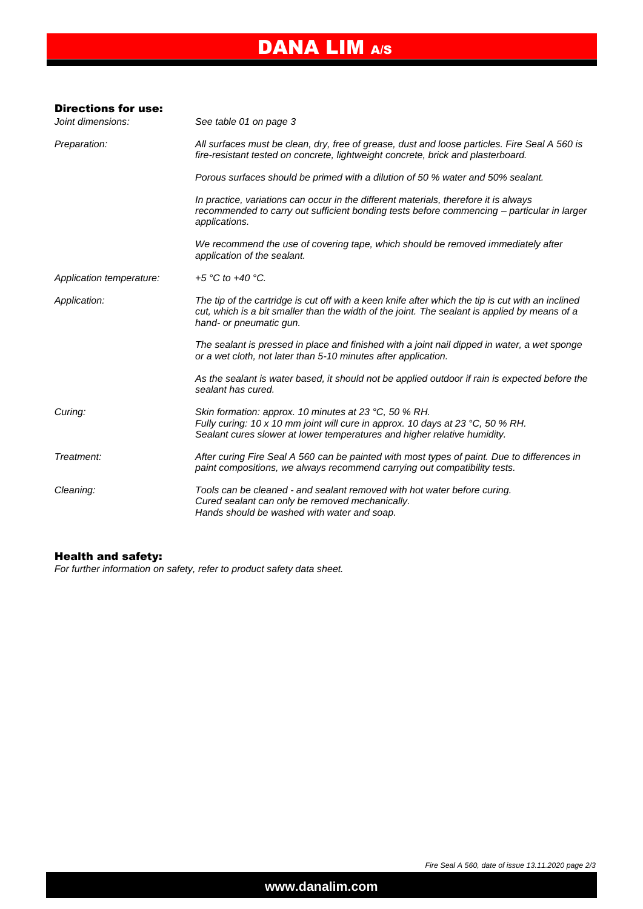## Directions for use:

| | |
|---|---|
| *Joint dimensions:* | *See table 01 on page 3* |
| *Preparation:* | *All surfaces must be clean, dry, free of grease, dust and loose particles. Fire Seal A 560 is fire-resistant tested on concrete, lightweight concrete, brick and plasterboard.* |
| | *Porous surfaces should be primed with a dilution of 50 % water and 50% sealant.* |
| | *In practice, variations can occur in the different materials, therefore it is always recommended to carry out sufficient bonding tests before commencing – particular in larger applications.* |
| | *We recommend the use of covering tape, which should be removed immediately after application of the sealant.* |
| *Application temperature:* | *+5 °C to +40 °C.* |
| *Application:* | *The tip of the cartridge is cut off with a keen knife after which the tip is cut with an inclined cut, which is a bit smaller than the width of the joint. The sealant is applied by means of a hand- or pneumatic gun.* |
| | *The sealant is pressed in place and finished with a joint nail dipped in water, a wet sponge or a wet cloth, not later than 5-10 minutes after application.* |
| | *As the sealant is water based, it should not be applied outdoor if rain is expected before the sealant has cured.* |
| *Curing:* | *Skin formation: approx. 10 minutes at 23 °C, 50 % RH.*<br>*Fully curing: 10 x 10 mm joint will cure in approx. 10 days at 23 °C, 50 % RH.*<br>*Sealant cures slower at lower temperatures and higher relative humidity.* |
| *Treatment:* | *After curing Fire Seal A 560 can be painted with most types of paint. Due to differences in paint compositions, we always recommend carrying out compatibility tests.* |
| *Cleaning:* | *Tools can be cleaned - and sealant removed with hot water before curing.*<br>*Cured sealant can only be removed mechanically.*<br>*Hands should be washed with water and soap.* |

## Health and safety:

*For further information on safety, refer to product safety data sheet.*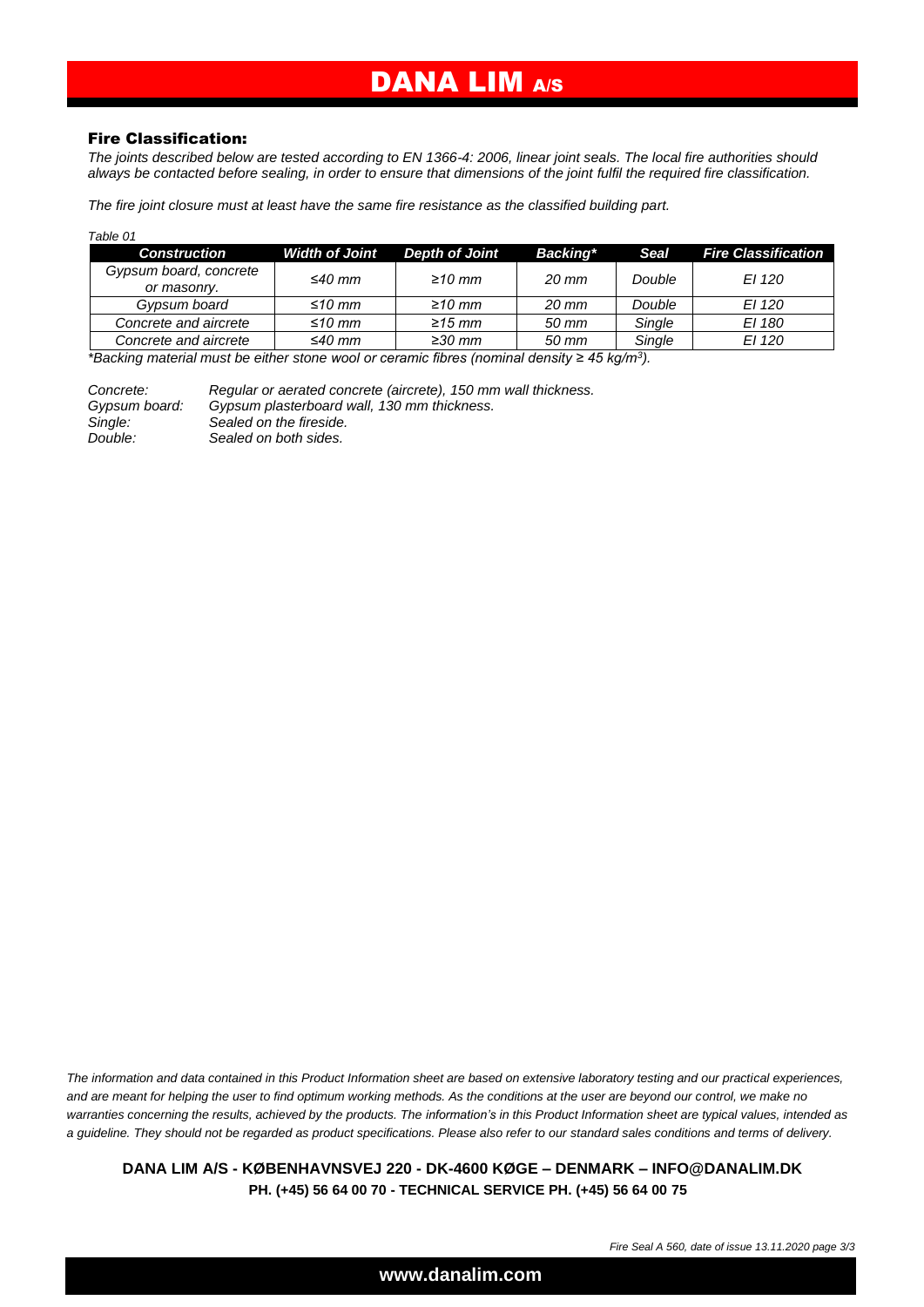# DANA LIM A/S

## Fire Classification:

*The joints described below are tested according to EN 1366-4: 2006, linear joint seals. The local fire authorities should always be contacted before sealing, in order to ensure that dimensions of the joint fulfil the required fire classification.*

*The fire joint closure must at least have the same fire resistance as the classified building part.*

*Table 01*

| Construction | Width of Joint | Depth of Joint | Backing* | Seal | Fire Classification |
|---|---|---|---|---|---|
| Gypsum board, concrete or masonry. | ≤40 mm | ≥10 mm | 20 mm | Double | EI 120 |
| Gypsum board | ≤10 mm | ≥10 mm | 20 mm | Double | EI 120 |
| Concrete and aircrete | ≤10 mm | ≥15 mm | 50 mm | Single | EI 180 |
| Concrete and aircrete | ≤40 mm | ≥30 mm | 50 mm | Single | EI 120 |

*\*Backing material must be either stone wool or ceramic fibres (nominal density ≥ 45 kg/m$^3$).*

*Concrete:* *Regular or aerated concrete (aircrete), 150 mm wall thickness.*
*Gypsum board:* *Gypsum plasterboard wall, 130 mm thickness.*
*Single:* *Sealed on the fireside.*
*Double:* *Sealed on both sides.*

*The information and data contained in this Product Information sheet are based on extensive laboratory testing and our practical experiences, and are meant for helping the user to find optimum working methods. As the conditions at the user are beyond our control, we make no warranties concerning the results, achieved by the products. The information's in this Product Information sheet are typical values, intended as a guideline. They should not be regarded as product specifications. Please also refer to our standard sales conditions and terms of delivery.*

**DANA LIM A/S - KØBENHAVNSVEJ 220 - DK-4600 KØGE – DENMARK – INFO@DANALIM.DK**
**PH. (+45) 56 64 00 70 - TECHNICAL SERVICE PH. (+45) 56 64 00 75**

*Fire Seal A 560, date of issue 13.11.2020*

**www.danalim.com**